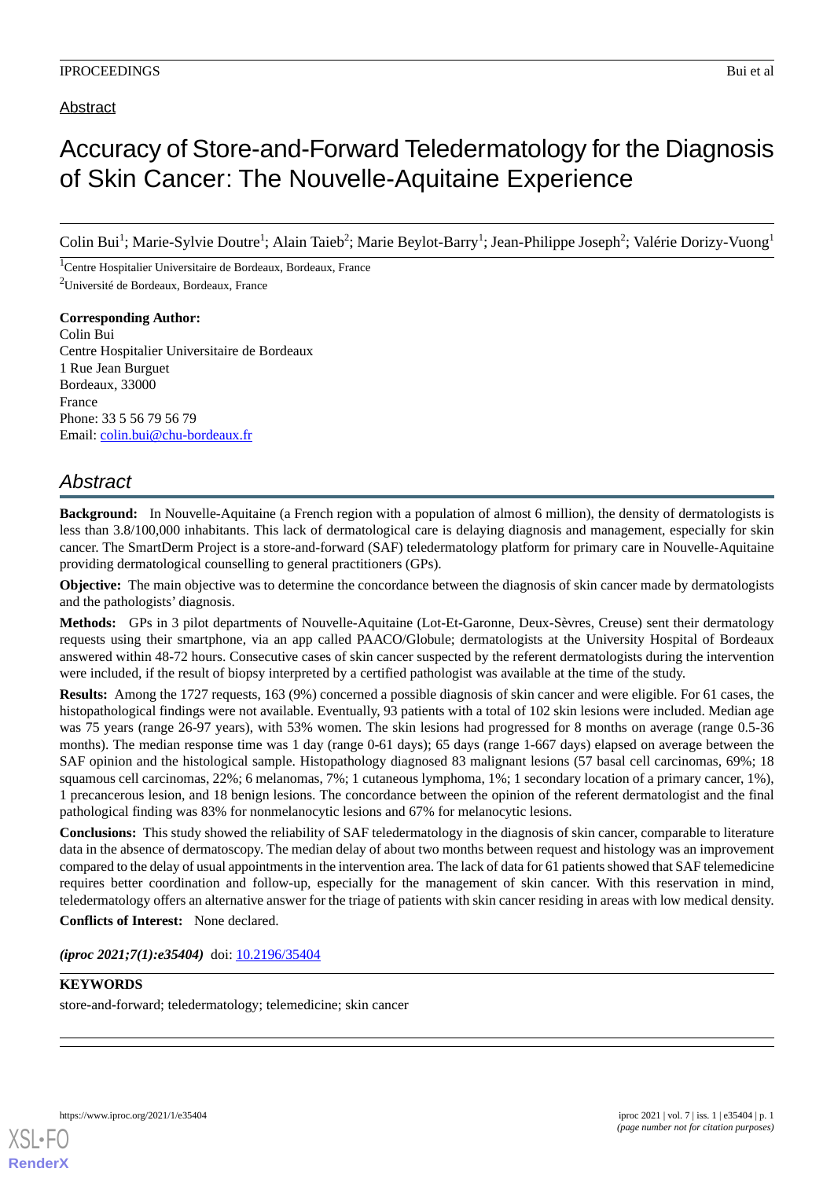Abstract

# Accuracy of Store-and-Forward Teledermatology for the Diagnosis of Skin Cancer: The Nouvelle-Aquitaine Experience

Colin Bui[1]; Marie-Sylvie Doutre[1]; Alain Taieb[2]; Marie Beylot-Barry[1]; Jean-Philippe Joseph[2]; Valérie Dorizy-Vuong[1]

[1]Centre Hospitalier Universitaire de Bordeaux, Bordeaux, France

[2]Université de Bordeaux, Bordeaux, France

**Corresponding Author:**
Colin Bui
Centre Hospitalier Universitaire de Bordeaux
1 Rue Jean Burguet
Bordeaux, 33000
France
Phone: 33 5 56 79 56 79
Email: colin.bui@chu-bordeaux.fr

## *Abstract*

**Background:** In Nouvelle-Aquitaine (a French region with a population of almost 6 million), the density of dermatologists is less than 3.8/100,000 inhabitants. This lack of dermatological care is delaying diagnosis and management, especially for skin cancer. The SmartDerm Project is a store-and-forward (SAF) teledermatology platform for primary care in Nouvelle-Aquitaine providing dermatological counselling to general practitioners (GPs).

**Objective:** The main objective was to determine the concordance between the diagnosis of skin cancer made by dermatologists and the pathologists' diagnosis.

**Methods:** GPs in 3 pilot departments of Nouvelle-Aquitaine (Lot-Et-Garonne, Deux-Sèvres, Creuse) sent their dermatology requests using their smartphone, via an app called PAACO/Globule; dermatologists at the University Hospital of Bordeaux answered within 48-72 hours. Consecutive cases of skin cancer suspected by the referent dermatologists during the intervention were included, if the result of biopsy interpreted by a certified pathologist was available at the time of the study.

**Results:** Among the 1727 requests, 163 (9%) concerned a possible diagnosis of skin cancer and were eligible. For 61 cases, the histopathological findings were not available. Eventually, 93 patients with a total of 102 skin lesions were included. Median age was 75 years (range 26-97 years), with 53% women. The skin lesions had progressed for 8 months on average (range 0.5-36 months). The median response time was 1 day (range 0-61 days); 65 days (range 1-667 days) elapsed on average between the SAF opinion and the histological sample. Histopathology diagnosed 83 malignant lesions (57 basal cell carcinomas, 69%; 18 squamous cell carcinomas, 22%; 6 melanomas, 7%; 1 cutaneous lymphoma, 1%; 1 secondary location of a primary cancer, 1%), 1 precancerous lesion, and 18 benign lesions. The concordance between the opinion of the referent dermatologist and the final pathological finding was 83% for nonmelanocytic lesions and 67% for melanocytic lesions.

**Conclusions:** This study showed the reliability of SAF teledermatology in the diagnosis of skin cancer, comparable to literature data in the absence of dermatoscopy. The median delay of about two months between request and histology was an improvement compared to the delay of usual appointments in the intervention area. The lack of data for 61 patients showed that SAF telemedicine requires better coordination and follow-up, especially for the management of skin cancer. With this reservation in mind, teledermatology offers an alternative answer for the triage of patients with skin cancer residing in areas with low medical density.

**Conflicts of Interest:** None declared.

***(iproc 2021;7(1):e35404)*** doi: 10.2196/35404

**KEYWORDS**

store-and-forward; teledermatology; telemedicine; skin cancer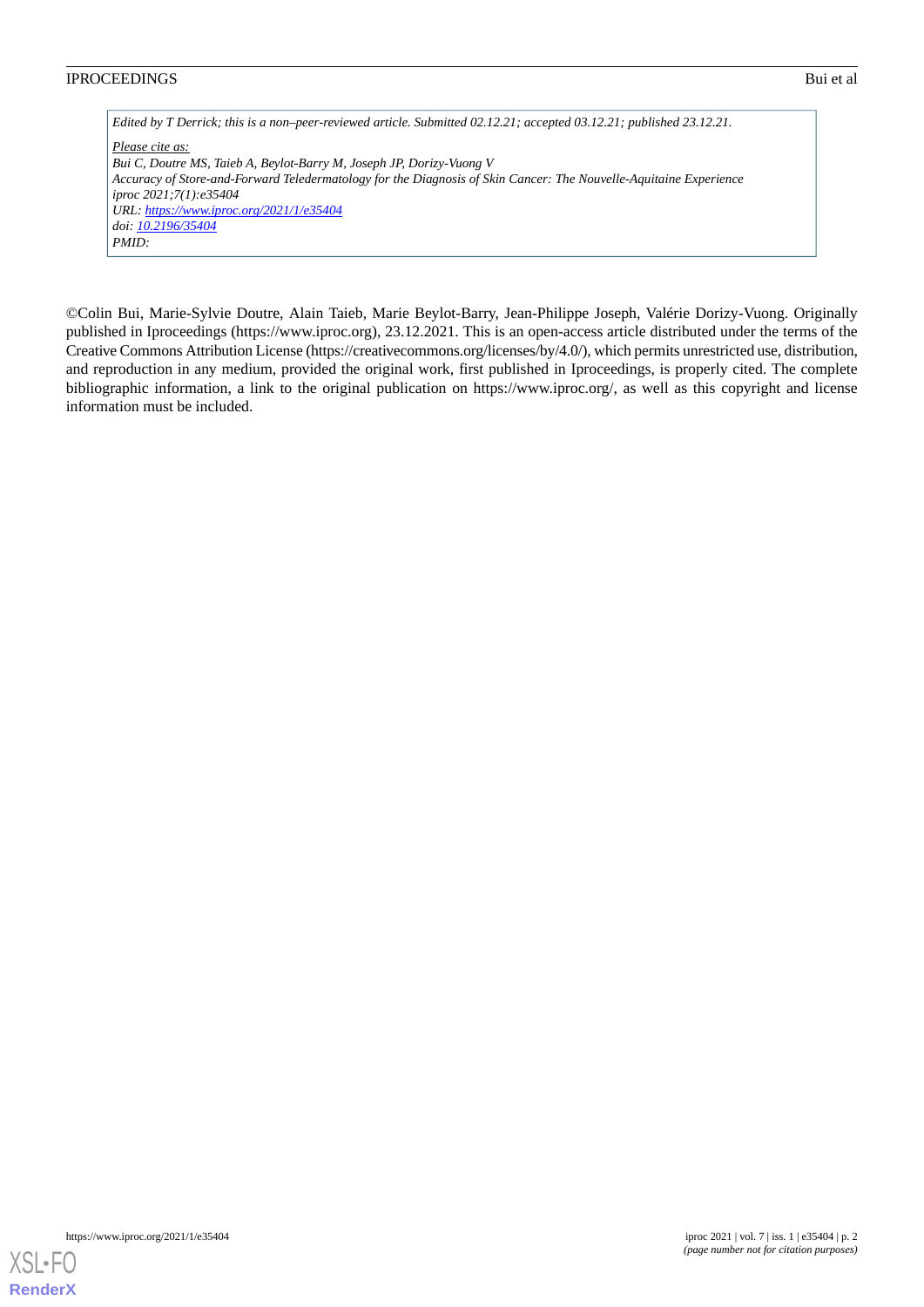*Edited by T Derrick; this is a non–peer-reviewed article. Submitted 02.12.21; accepted 03.12.21; published 23.12.21.*

*Please cite as:*
*Bui C, Doutre MS, Taieb A, Beylot-Barry M, Joseph JP, Dorizy-Vuong V*
*Accuracy of Store-and-Forward Teledermatology for the Diagnosis of Skin Cancer: The Nouvelle-Aquitaine Experience*
*iproc 2021;7(1):e35404*
*URL: [https://www.iproc.org/2021/1/e35404](https://www.iproc.org/2021/1/e35404)*
*doi: [10.2196/35404](https://doi.org/10.2196/35404)*
*PMID:*

©Colin Bui, Marie-Sylvie Doutre, Alain Taieb, Marie Beylot-Barry, Jean-Philippe Joseph, Valérie Dorizy-Vuong. Originally published in Iproceedings (https://www.iproc.org), 23.12.2021. This is an open-access article distributed under the terms of the Creative Commons Attribution License (https://creativecommons.org/licenses/by/4.0/), which permits unrestricted use, distribution, and reproduction in any medium, provided the original work, first published in Iproceedings, is properly cited. The complete bibliographic information, a link to the original publication on https://www.iproc.org/, as well as this copyright and license information must be included.